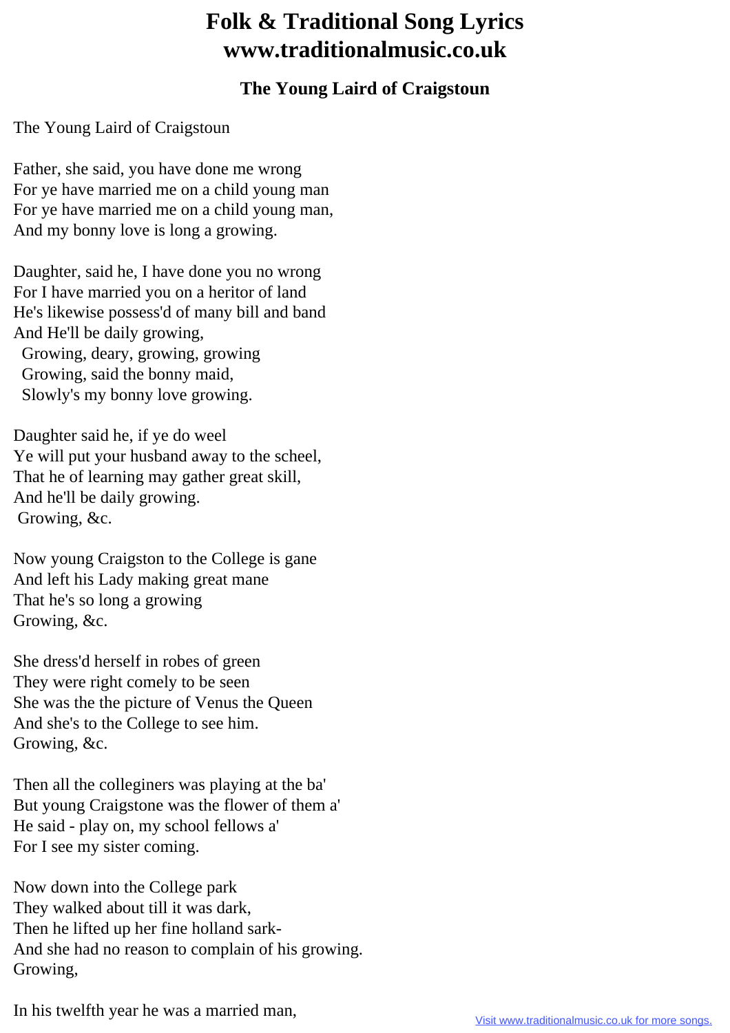# Folk & Traditional Song Lyrics www.traditionalmusic.co.uk

## The Young Laird of Craigstoun

The Young Laird of Craigstoun

Father, she said, you have done me wrong  
For ye have married me on a child young man  
For ye have married me on a child young man,  
And my bonny love is long a growing.

Daughter, said he, I have done you no wrong  
For I have married you on a heritor of land  
He's likewise possess'd of many bill and band  
And He'll be daily growing,  
  Growing, deary, growing, growing  
  Growing, said the bonny maid,  
  Slowly's my bonny love growing.

Daughter said he, if ye do weel  
Ye will put your husband away to the scheel,  
That he of learning may gather great skill,  
And he'll be daily growing.  
 Growing, &c.

Now young Craigston to the College is gane  
And left his Lady making great mane  
That he's so long a growing  
Growing, &c.

She dress'd herself in robes of green  
They were right comely to be seen  
She was the the picture of Venus the Queen  
And she's to the College to see him.  
Growing, &c.

Then all the colleginers was playing at the ba'  
But young Craigstone was the flower of them a'  
He said - play on, my school fellows a'  
For I see my sister coming.

Now down into the College park  
They walked about till it was dark,  
Then he lifted up her fine holland sark-  
And she had no reason to complain of his growing.  
Growing,

In his twelfth year he was a married man,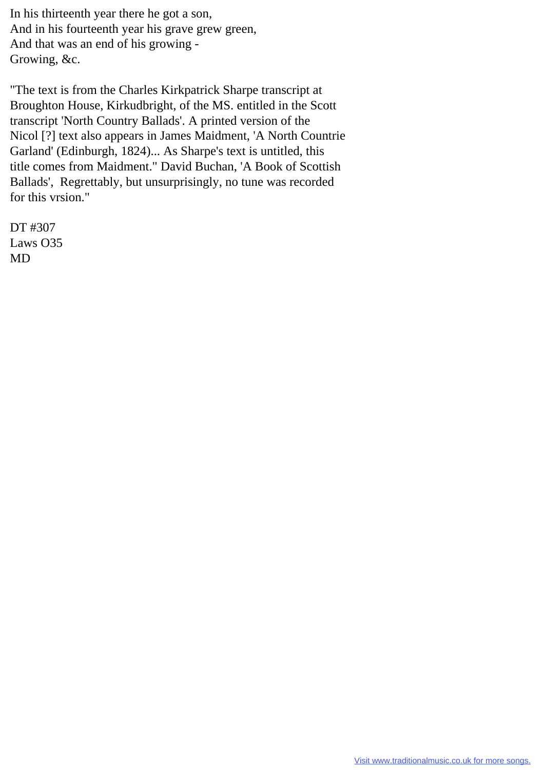In his thirteenth year there he got a son,
And in his fourteenth year his grave grew green,
And that was an end of his growing -
Growing, &c.

"The text is from the Charles Kirkpatrick Sharpe transcript at Broughton House, Kirkudbright, of the MS. entitled in the Scott transcript 'North Country Ballads'. A printed version of the Nicol [?] text also appears in James Maidment, 'A North Countrie Garland' (Edinburgh, 1824)... As Sharpe's text is untitled, this title comes from Maidment." David Buchan, 'A Book of Scottish Ballads', Regrettably, but unsurprisingly, no tune was recorded for this vrsion."

DT #307
Laws O35
MD